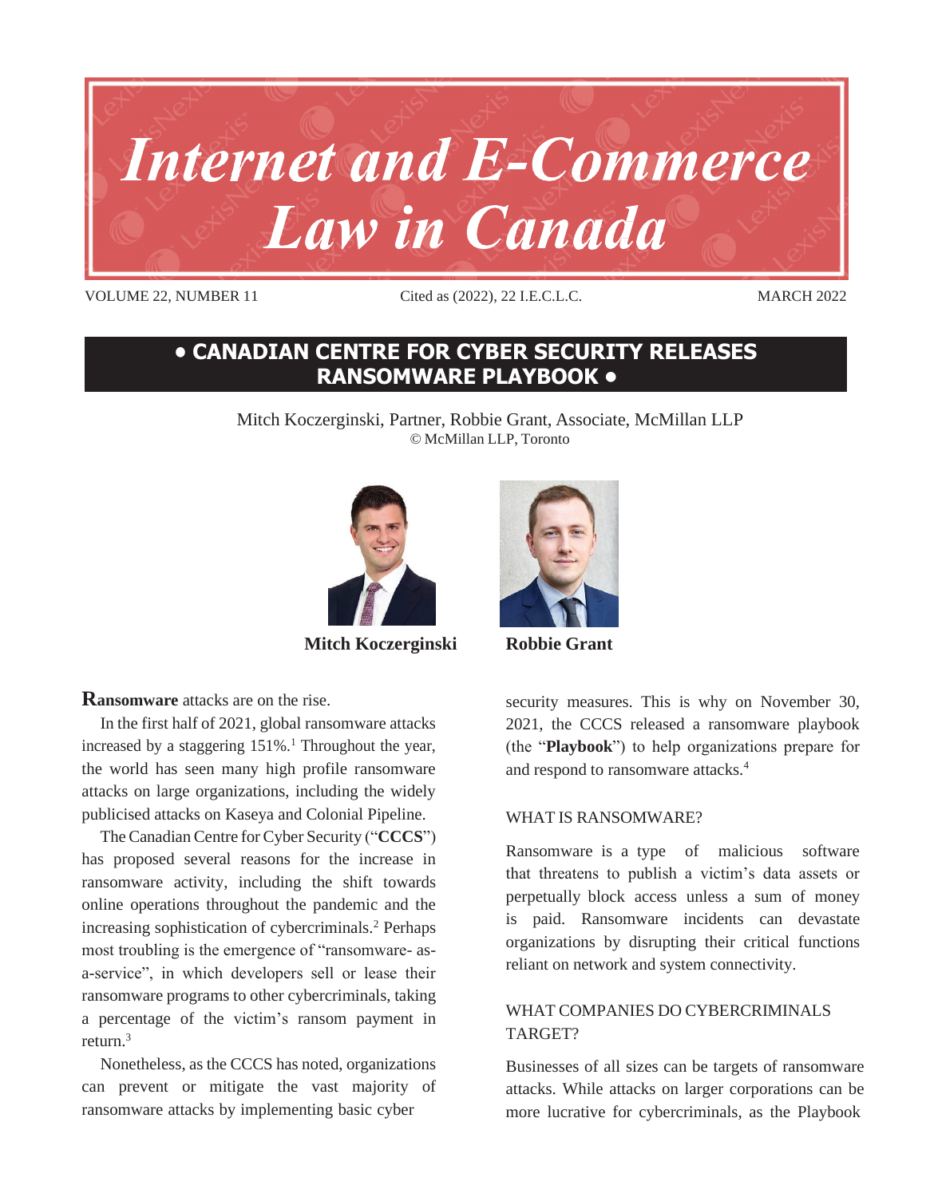# Internet and E-Commerce Law in Canada

VOLUME 22, NUMBER 11 Cited as (2022), 22 I.E.C.L.C. MARCH 2022

## • CANADIAN CENTRE FOR CYBER SECURITY RELEASES RANSOMWARE PLAYBOOK •

Mitch Koczerginski, Partner, Robbie Grant, Associate, McMillan LLP
© McMillan LLP, Toronto

**Mitch Koczerginski** **Robbie Grant**

**Ransomware** attacks are on the rise.

In the first half of 2021, global ransomware attacks increased by a staggering 151%.[1] Throughout the year, the world has seen many high profile ransomware attacks on large organizations, including the widely publicised attacks on Kaseya and Colonial Pipeline.

The Canadian Centre for Cyber Security ("**CCCS**") has proposed several reasons for the increase in ransomware activity, including the shift towards online operations throughout the pandemic and the increasing sophistication of cybercriminals.[2] Perhaps most troubling is the emergence of "ransomware- as-a-service", in which developers sell or lease their ransomware programs to other cybercriminals, taking a percentage of the victim's ransom payment in return.[3]

Nonetheless, as the CCCS has noted, organizations can prevent or mitigate the vast majority of ransomware attacks by implementing basic cyber security measures. This is why on November 30, 2021, the CCCS released a ransomware playbook (the "**Playbook**") to help organizations prepare for and respond to ransomware attacks.[4]

### WHAT IS RANSOMWARE?

Ransomware is a type of malicious software that threatens to publish a victim's data assets or perpetually block access unless a sum of money is paid. Ransomware incidents can devastate organizations by disrupting their critical functions reliant on network and system connectivity.

### WHAT COMPANIES DO CYBERCRIMINALS TARGET?

Businesses of all sizes can be targets of ransomware attacks. While attacks on larger corporations can be more lucrative for cybercriminals, as the Playbook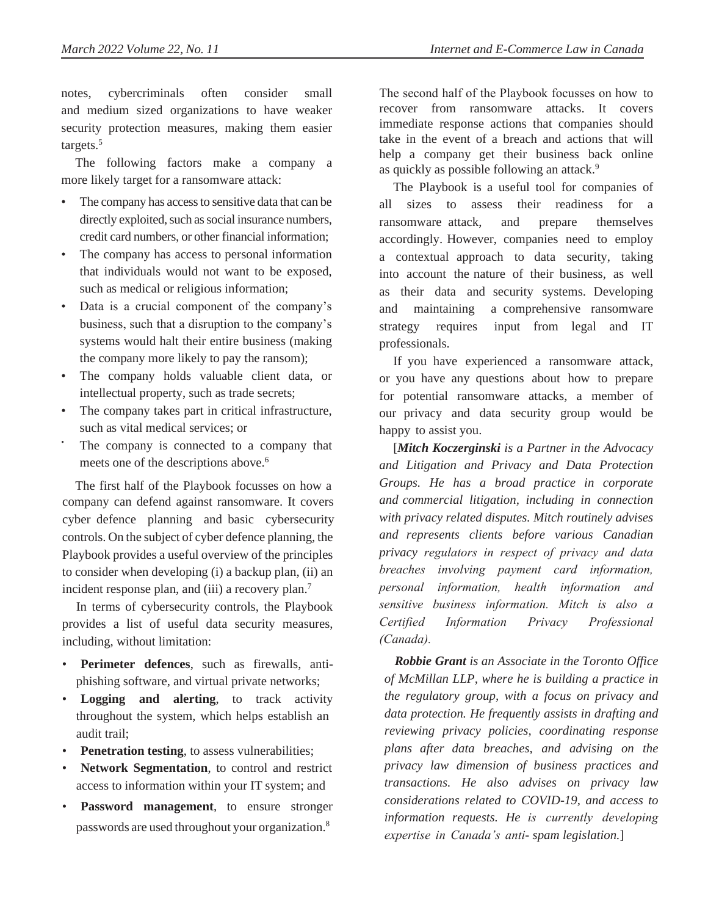notes, cybercriminals often consider small and medium sized organizations to have weaker security protection measures, making them easier targets.[5]

The following factors make a company a more likely target for a ransomware attack:

- The company has access to sensitive data that can be directly exploited, such as social insurance numbers, credit card numbers, or other financial information;
- The company has access to personal information that individuals would not want to be exposed, such as medical or religious information;
- Data is a crucial component of the company's business, such that a disruption to the company's systems would halt their entire business (making the company more likely to pay the ransom);
- The company holds valuable client data, or intellectual property, such as trade secrets;
- The company takes part in critical infrastructure, such as vital medical services; or
- The company is connected to a company that meets one of the descriptions above.[6]

The first half of the Playbook focusses on how a company can defend against ransomware. It covers cyber defence planning and basic cybersecurity controls. On the subject of cyber defence planning, the Playbook provides a useful overview of the principles to consider when developing (i) a backup plan, (ii) an incident response plan, and (iii) a recovery plan.[7]

In terms of cybersecurity controls, the Playbook provides a list of useful data security measures, including, without limitation:

- **Perimeter defences**, such as firewalls, anti-phishing software, and virtual private networks;
- **Logging and alerting**, to track activity throughout the system, which helps establish an audit trail;
- **Penetration testing**, to assess vulnerabilities;
- **Network Segmentation**, to control and restrict access to information within your IT system; and
- **Password management**, to ensure stronger passwords are used throughout your organization.[8]

The second half of the Playbook focusses on how to recover from ransomware attacks. It covers immediate response actions that companies should take in the event of a breach and actions that will help a company get their business back online as quickly as possible following an attack.[9]

The Playbook is a useful tool for companies of all sizes to assess their readiness for a ransomware attack, and prepare themselves accordingly. However, companies need to employ a contextual approach to data security, taking into account the nature of their business, as well as their data and security systems. Developing and maintaining a comprehensive ransomware strategy requires input from legal and IT professionals.

If you have experienced a ransomware attack, or you have any questions about how to prepare for potential ransomware attacks, a member of our privacy and data security group would be happy to assist you.

[***Mitch Koczerginski*** *is a Partner in the Advocacy and Litigation and Privacy and Data Protection Groups. He has a broad practice in corporate and commercial litigation, including in connection with privacy related disputes. Mitch routinely advises and represents clients before various Canadian privacy regulators in respect of privacy and data breaches involving payment card information, personal information, health information and sensitive business information. Mitch is also a Certified Information Privacy Professional (Canada).*

***Robbie Grant*** *is an Associate in the Toronto Office of McMillan LLP, where he is building a practice in the regulatory group, with a focus on privacy and data protection. He frequently assists in drafting and reviewing privacy policies, coordinating response plans after data breaches, and advising on the privacy law dimension of business practices and transactions. He also advises on privacy law considerations related to COVID-19, and access to information requests. He is currently developing expertise in Canada's anti- spam legislation.*]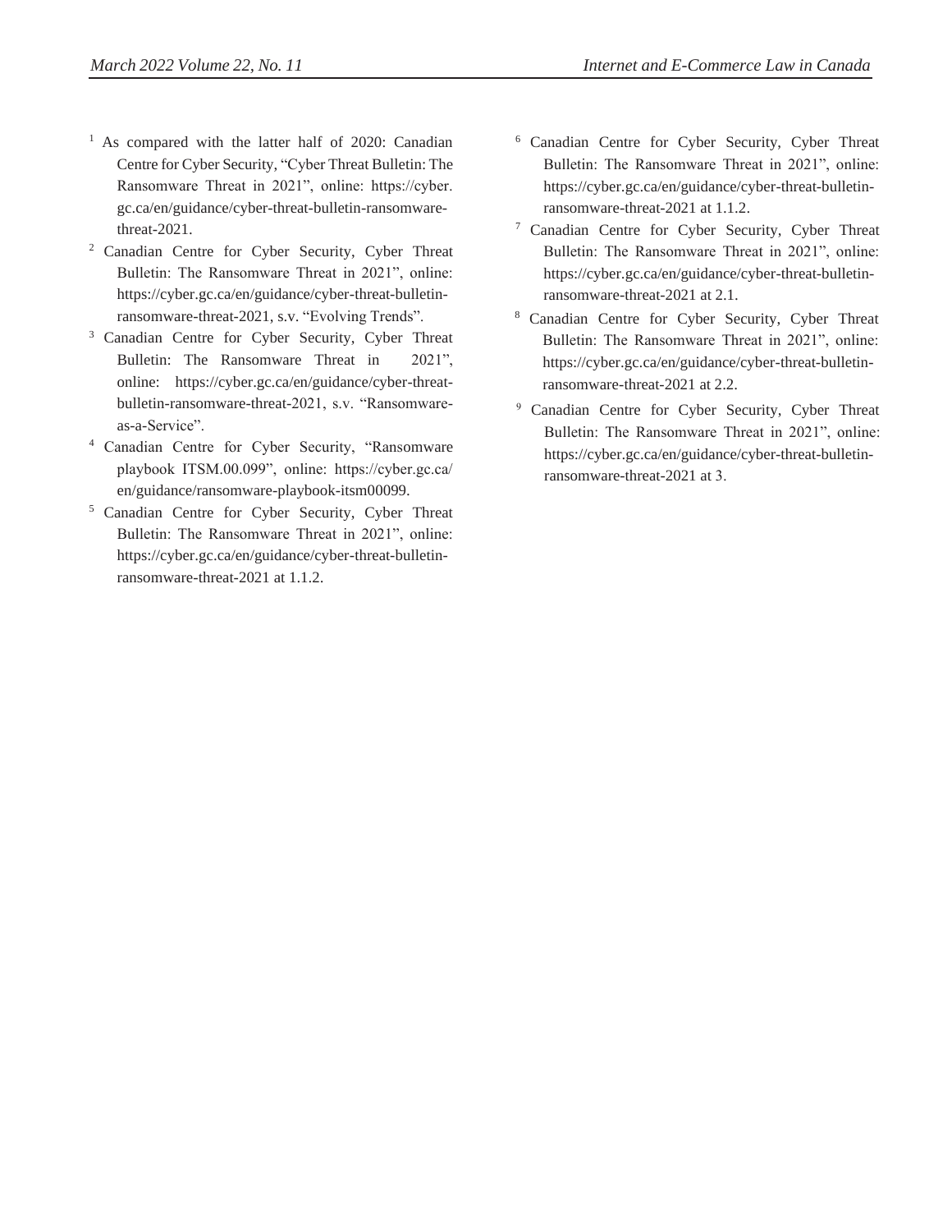[1] As compared with the latter half of 2020: Canadian Centre for Cyber Security, "Cyber Threat Bulletin: The Ransomware Threat in 2021", online: https://cyber.gc.ca/en/guidance/cyber-threat-bulletin-ransomware-threat-2021.

[2] Canadian Centre for Cyber Security, Cyber Threat Bulletin: The Ransomware Threat in 2021", online: https://cyber.gc.ca/en/guidance/cyber-threat-bulletin-ransomware-threat-2021, s.v. "Evolving Trends".

[3] Canadian Centre for Cyber Security, Cyber Threat Bulletin: The Ransomware Threat in 2021", online: https://cyber.gc.ca/en/guidance/cyber-threat-bulletin-ransomware-threat-2021, s.v. "Ransomware-as-a-Service".

[4] Canadian Centre for Cyber Security, "Ransomware playbook ITSM.00.099", online: https://cyber.gc.ca/en/guidance/ransomware-playbook-itsm00099.

[5] Canadian Centre for Cyber Security, Cyber Threat Bulletin: The Ransomware Threat in 2021", online: https://cyber.gc.ca/en/guidance/cyber-threat-bulletin-ransomware-threat-2021 at 1.1.2.

[6] Canadian Centre for Cyber Security, Cyber Threat Bulletin: The Ransomware Threat in 2021", online: https://cyber.gc.ca/en/guidance/cyber-threat-bulletin-ransomware-threat-2021 at 1.1.2.

[7] Canadian Centre for Cyber Security, Cyber Threat Bulletin: The Ransomware Threat in 2021", online: https://cyber.gc.ca/en/guidance/cyber-threat-bulletin-ransomware-threat-2021 at 2.1.

[8] Canadian Centre for Cyber Security, Cyber Threat Bulletin: The Ransomware Threat in 2021", online: https://cyber.gc.ca/en/guidance/cyber-threat-bulletin-ransomware-threat-2021 at 2.2.

[9] Canadian Centre for Cyber Security, Cyber Threat Bulletin: The Ransomware Threat in 2021", online: https://cyber.gc.ca/en/guidance/cyber-threat-bulletin-ransomware-threat-2021 at 3.